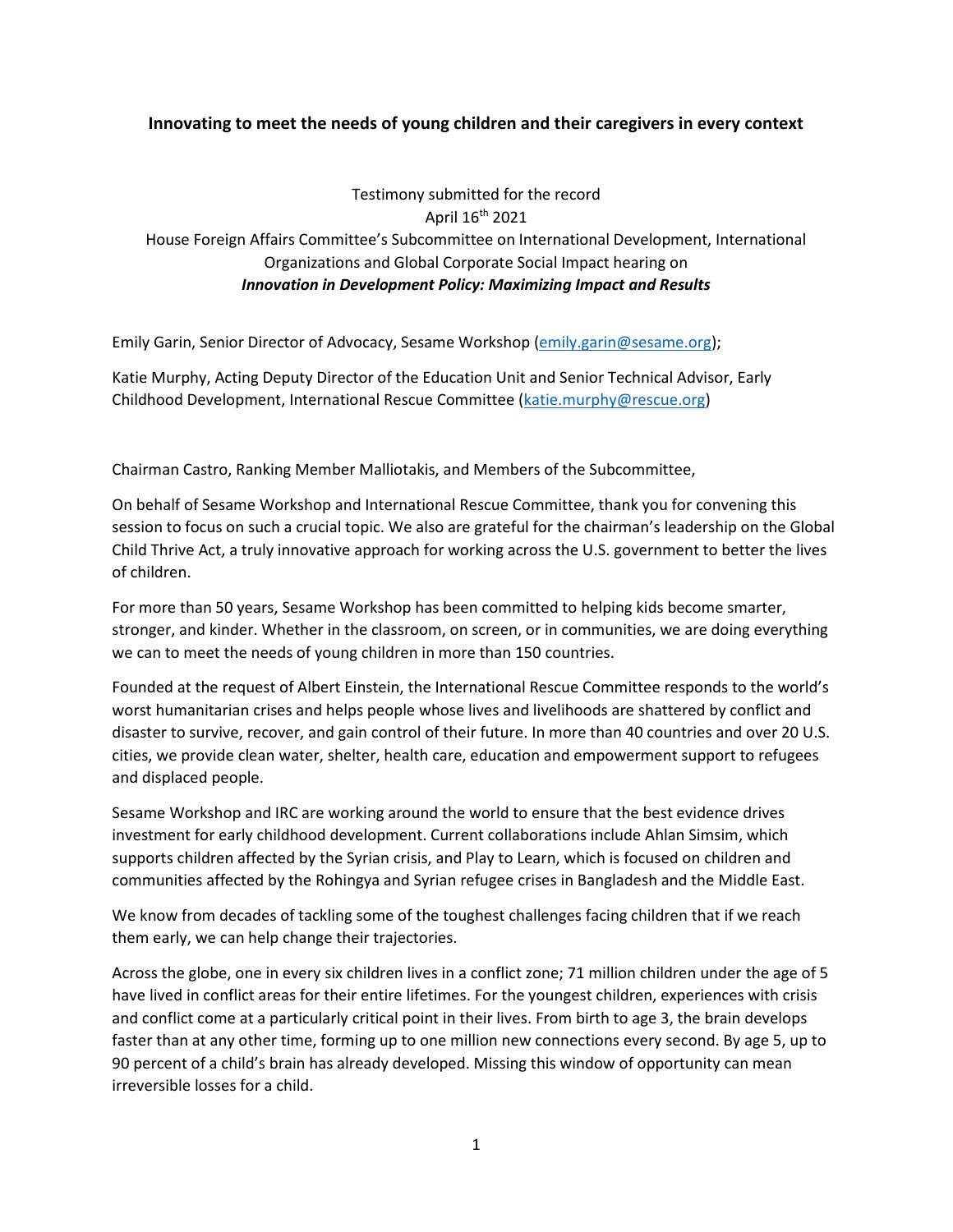# Innovating to meet the needs of young children and their caregivers in every context

Testimony submitted for the record
April 16th 2021
House Foreign Affairs Committee's Subcommittee on International Development, International Organizations and Global Corporate Social Impact hearing on
***Innovation in Development Policy: Maximizing Impact and Results***

Emily Garin, Senior Director of Advocacy, Sesame Workshop (emily.garin@sesame.org);

Katie Murphy, Acting Deputy Director of the Education Unit and Senior Technical Advisor, Early Childhood Development, International Rescue Committee (katie.murphy@rescue.org)

Chairman Castro, Ranking Member Malliotakis, and Members of the Subcommittee,

On behalf of Sesame Workshop and International Rescue Committee, thank you for convening this session to focus on such a crucial topic. We also are grateful for the chairman's leadership on the Global Child Thrive Act, a truly innovative approach for working across the U.S. government to better the lives of children.

For more than 50 years, Sesame Workshop has been committed to helping kids become smarter, stronger, and kinder. Whether in the classroom, on screen, or in communities, we are doing everything we can to meet the needs of young children in more than 150 countries.

Founded at the request of Albert Einstein, the International Rescue Committee responds to the world's worst humanitarian crises and helps people whose lives and livelihoods are shattered by conflict and disaster to survive, recover, and gain control of their future. In more than 40 countries and over 20 U.S. cities, we provide clean water, shelter, health care, education and empowerment support to refugees and displaced people.

Sesame Workshop and IRC are working around the world to ensure that the best evidence drives investment for early childhood development. Current collaborations include Ahlan Simsim, which supports children affected by the Syrian crisis, and Play to Learn, which is focused on children and communities affected by the Rohingya and Syrian refugee crises in Bangladesh and the Middle East.

We know from decades of tackling some of the toughest challenges facing children that if we reach them early, we can help change their trajectories.

Across the globe, one in every six children lives in a conflict zone; 71 million children under the age of 5 have lived in conflict areas for their entire lifetimes. For the youngest children, experiences with crisis and conflict come at a particularly critical point in their lives. From birth to age 3, the brain develops faster than at any other time, forming up to one million new connections every second. By age 5, up to 90 percent of a child's brain has already developed. Missing this window of opportunity can mean irreversible losses for a child.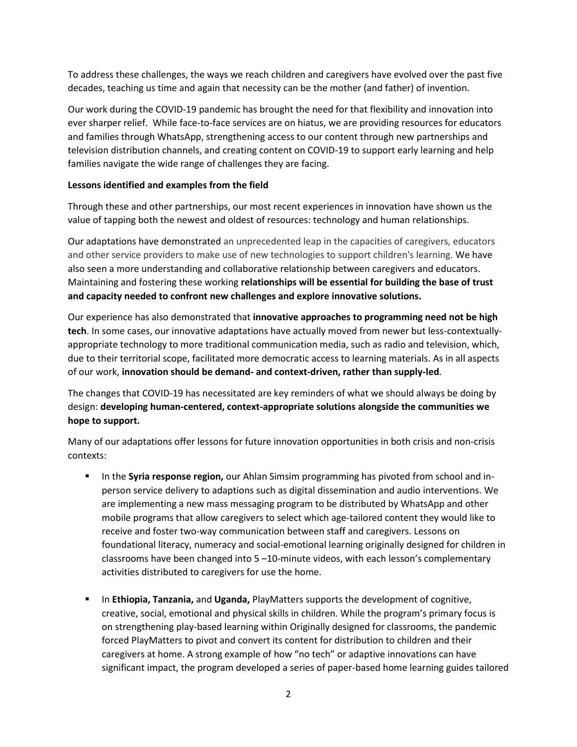To address these challenges, the ways we reach children and caregivers have evolved over the past five decades, teaching us time and again that necessity can be the mother (and father) of invention.

Our work during the COVID-19 pandemic has brought the need for that flexibility and innovation into ever sharper relief. While face-to-face services are on hiatus, we are providing resources for educators and families through WhatsApp, strengthening access to our content through new partnerships and television distribution channels, and creating content on COVID-19 to support early learning and help families navigate the wide range of challenges they are facing.

**Lessons identified and examples from the field**

Through these and other partnerships, our most recent experiences in innovation have shown us the value of tapping both the newest and oldest of resources: technology and human relationships.

Our adaptations have demonstrated an unprecedented leap in the capacities of caregivers, educators and other service providers to make use of new technologies to support children's learning. We have also seen a more understanding and collaborative relationship between caregivers and educators. Maintaining and fostering these working **relationships will be essential for building the base of trust and capacity needed to confront new challenges and explore innovative solutions.**

Our experience has also demonstrated that **innovative approaches to programming need not be high tech**. In some cases, our innovative adaptations have actually moved from newer but less-contextually-appropriate technology to more traditional communication media, such as radio and television, which, due to their territorial scope, facilitated more democratic access to learning materials. As in all aspects of our work, **innovation should be demand- and context-driven, rather than supply-led**.

The changes that COVID-19 has necessitated are key reminders of what we should always be doing by design: **developing human-centered, context-appropriate solutions alongside the communities we hope to support.**

Many of our adaptations offer lessons for future innovation opportunities in both crisis and non-crisis contexts:

- In the **Syria response region,** our Ahlan Simsim programming has pivoted from school and in-person service delivery to adaptions such as digital dissemination and audio interventions. We are implementing a new mass messaging program to be distributed by WhatsApp and other mobile programs that allow caregivers to select which age-tailored content they would like to receive and foster two-way communication between staff and caregivers. Lessons on foundational literacy, numeracy and social-emotional learning originally designed for children in classrooms have been changed into 5 –10-minute videos, with each lesson's complementary activities distributed to caregivers for use the home.

- In **Ethiopia, Tanzania,** and **Uganda,** PlayMatters supports the development of cognitive, creative, social, emotional and physical skills in children. While the program's primary focus is on strengthening play-based learning within Originally designed for classrooms, the pandemic forced PlayMatters to pivot and convert its content for distribution to children and their caregivers at home. A strong example of how "no tech" or adaptive innovations can have significant impact, the program developed a series of paper-based home learning guides tailored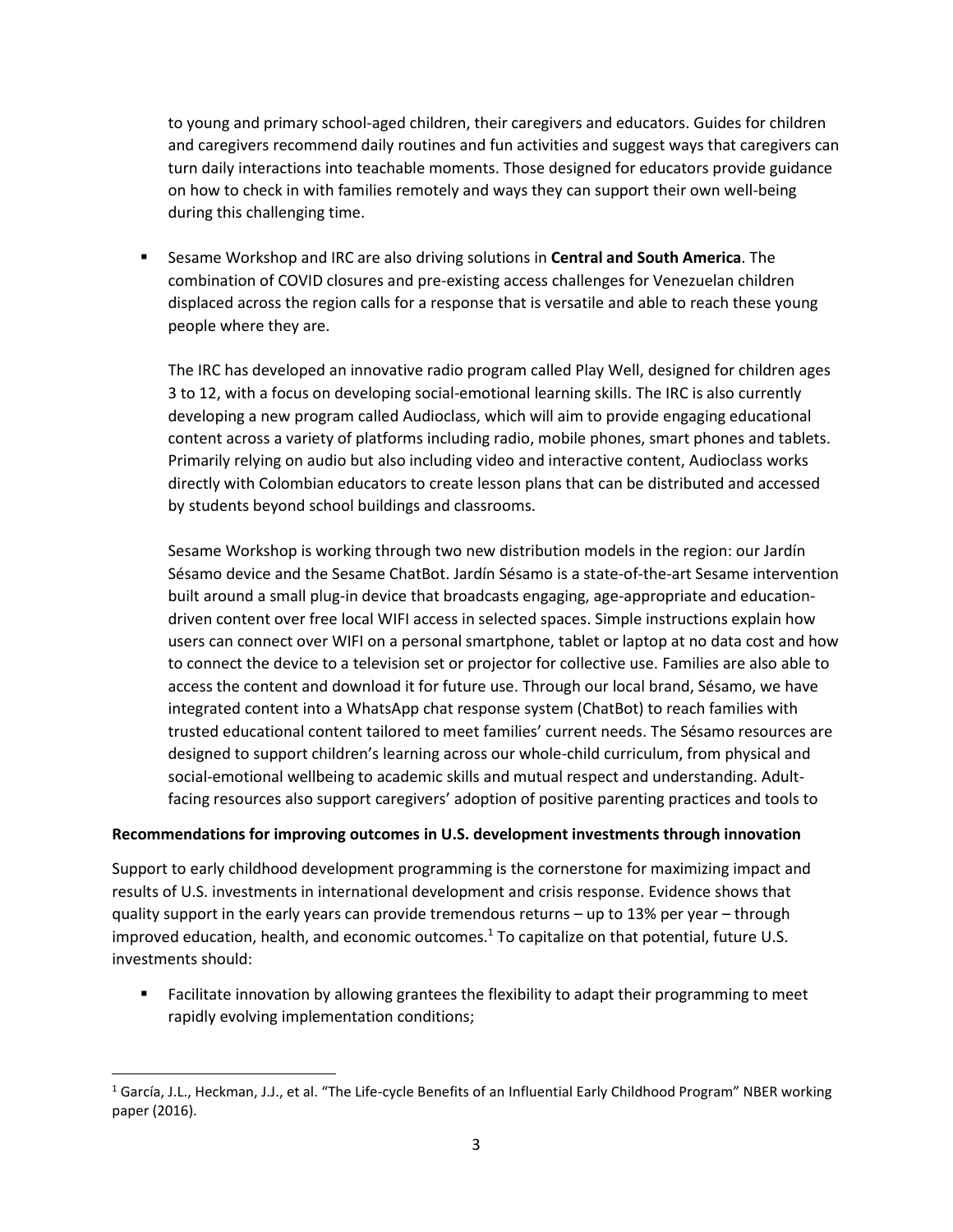to young and primary school-aged children, their caregivers and educators. Guides for children and caregivers recommend daily routines and fun activities and suggest ways that caregivers can turn daily interactions into teachable moments. Those designed for educators provide guidance on how to check in with families remotely and ways they can support their own well-being during this challenging time.

- Sesame Workshop and IRC are also driving solutions in **Central and South America**. The combination of COVID closures and pre-existing access challenges for Venezuelan children displaced across the region calls for a response that is versatile and able to reach these young people where they are.

  The IRC has developed an innovative radio program called Play Well, designed for children ages 3 to 12, with a focus on developing social-emotional learning skills. The IRC is also currently developing a new program called Audioclass, which will aim to provide engaging educational content across a variety of platforms including radio, mobile phones, smart phones and tablets. Primarily relying on audio but also including video and interactive content, Audioclass works directly with Colombian educators to create lesson plans that can be distributed and accessed by students beyond school buildings and classrooms.

  Sesame Workshop is working through two new distribution models in the region: our Jardín Sésamo device and the Sesame ChatBot. Jardín Sésamo is a state-of-the-art Sesame intervention built around a small plug-in device that broadcasts engaging, age-appropriate and education-driven content over free local WIFI access in selected spaces. Simple instructions explain how users can connect over WIFI on a personal smartphone, tablet or laptop at no data cost and how to connect the device to a television set or projector for collective use. Families are also able to access the content and download it for future use. Through our local brand, Sésamo, we have integrated content into a WhatsApp chat response system (ChatBot) to reach families with trusted educational content tailored to meet families' current needs. The Sésamo resources are designed to support children's learning across our whole-child curriculum, from physical and social-emotional wellbeing to academic skills and mutual respect and understanding. Adult-facing resources also support caregivers' adoption of positive parenting practices and tools to

**Recommendations for improving outcomes in U.S. development investments through innovation**

Support to early childhood development programming is the cornerstone for maximizing impact and results of U.S. investments in international development and crisis response. Evidence shows that quality support in the early years can provide tremendous returns – up to 13% per year – through improved education, health, and economic outcomes.[1] To capitalize on that potential, future U.S. investments should:

- Facilitate innovation by allowing grantees the flexibility to adapt their programming to meet rapidly evolving implementation conditions;

---

[1] García, J.L., Heckman, J.J., et al. "The Life-cycle Benefits of an Influential Early Childhood Program" NBER working paper (2016).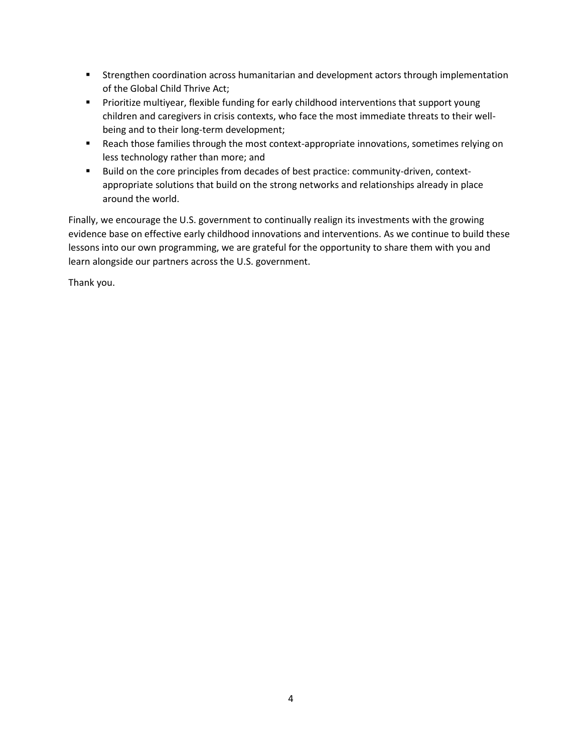- Strengthen coordination across humanitarian and development actors through implementation of the Global Child Thrive Act;
- Prioritize multiyear, flexible funding for early childhood interventions that support young children and caregivers in crisis contexts, who face the most immediate threats to their well-being and to their long-term development;
- Reach those families through the most context-appropriate innovations, sometimes relying on less technology rather than more; and
- Build on the core principles from decades of best practice: community-driven, context-appropriate solutions that build on the strong networks and relationships already in place around the world.

Finally, we encourage the U.S. government to continually realign its investments with the growing evidence base on effective early childhood innovations and interventions. As we continue to build these lessons into our own programming, we are grateful for the opportunity to share them with you and learn alongside our partners across the U.S. government.

Thank you.